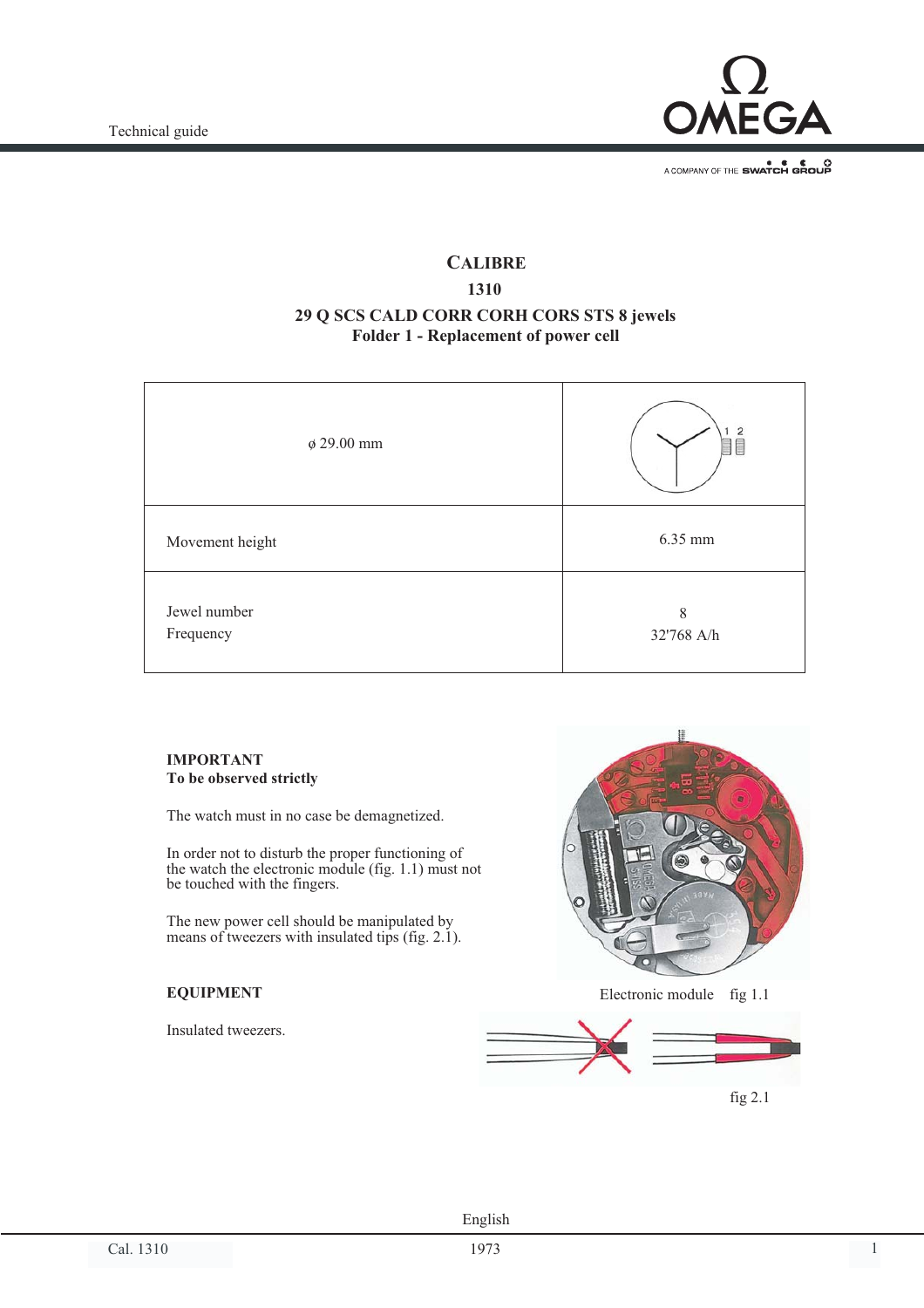# CALIBRE
## 1310
### 29 Q SCS CALD CORR CORH CORS STS 8 jewels
### Folder 1 - Replacement of power cell

| ø 29.00 mm | |
|---|---|
| Movement height | 6.35 mm |
| Jewel number<br>Frequency | 8<br>32'768 A/h |

**IMPORTANT**
**To be observed strictly**

The watch must in no case be demagnetized.

In order not to disturb the proper functioning of the watch the electronic module (fig. 1.1) must not be touched with the fingers.

The new power cell should be manipulated by means of tweezers with insulated tips (fig. 2.1).

Electronic module fig 1.1

**EQUIPMENT**

Insulated tweezers.

fig 2.1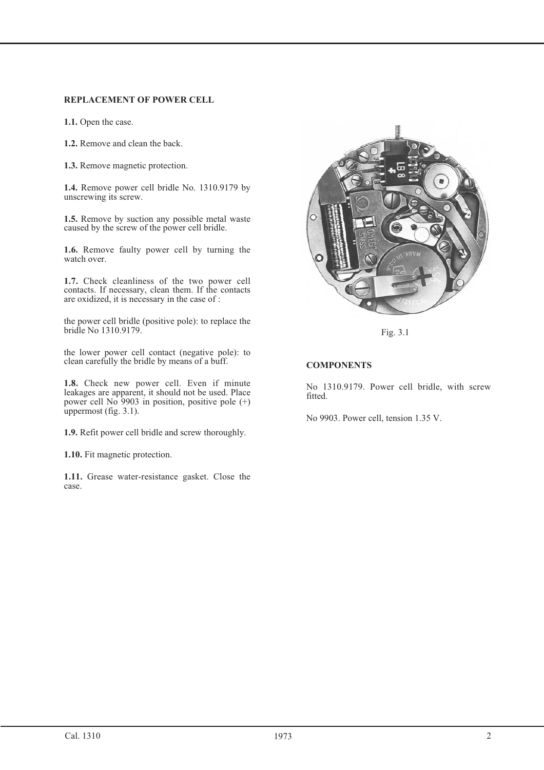## REPLACEMENT OF POWER CELL

**1.1.** Open the case.

**1.2.** Remove and clean the back.

**1.3.** Remove magnetic protection.

**1.4.** Remove power cell bridle No. 1310.9179 by unscrewing its screw.

**1.5.** Remove by suction any possible metal waste caused by the screw of the power cell bridle.

**1.6.** Remove faulty power cell by turning the watch over.

**1.7.** Check cleanliness of the two power cell contacts. If necessary, clean them. If the contacts are oxidized, it is necessary in the case of :

the power cell bridle (positive pole): to replace the bridle No 1310.9179.

the lower power cell contact (negative pole): to clean carefully the bridle by means of a buff.

**1.8.** Check new power cell. Even if minute leakages are apparent, it should not be used. Place power cell No 9903 in position, positive pole (+) uppermost (fig. 3.1).

**1.9.** Refit power cell bridle and screw thoroughly.

**1.10.** Fit magnetic protection.

**1.11.** Grease water-resistance gasket. Close the case.

Fig. 3.1

## COMPONENTS

No 1310.9179. Power cell bridle, with screw fitted.

No 9903. Power cell, tension 1.35 V.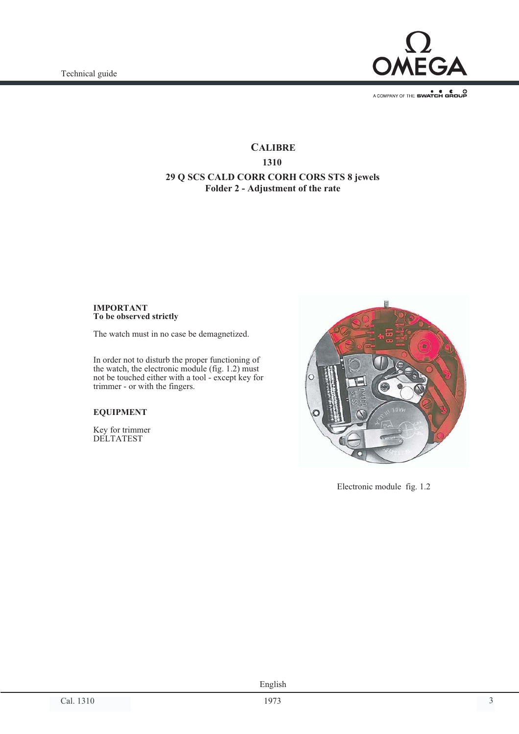# CALIBRE

## 1310

## 29 Q SCS CALD CORR CORH CORS STS 8 jewels
## Folder 2 - Adjustment of the rate

**IMPORTANT**
**To be observed strictly**

The watch must in no case be demagnetized.

In order not to disturb the proper functioning of the watch, the electronic module (fig. 1.2) must not be touched either with a tool - except key for trimmer - or with the fingers.

**EQUIPMENT**

Key for trimmer
DELTATEST

Electronic module fig. 1.2

English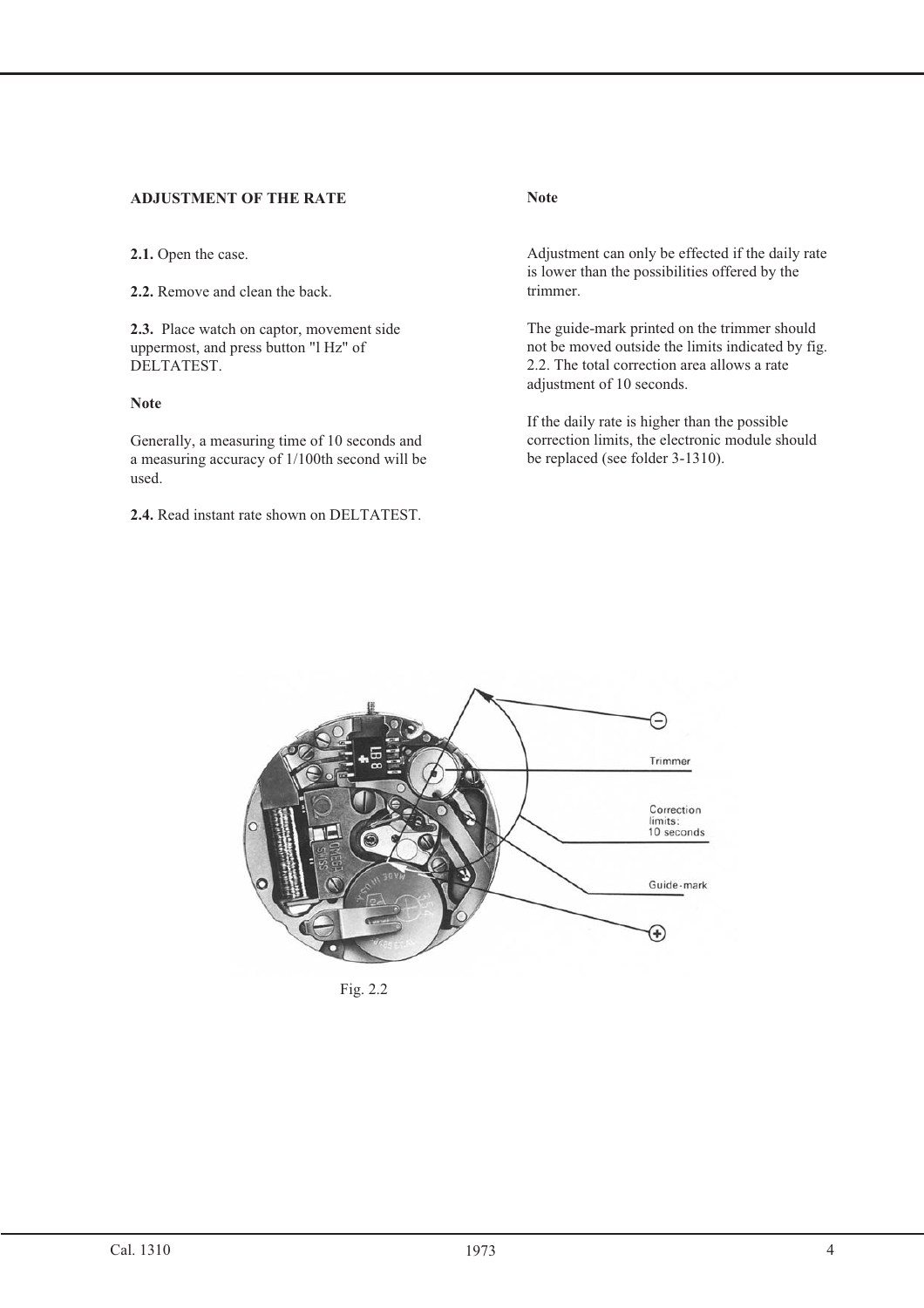## ADJUSTMENT OF THE RATE

**2.1.** Open the case.

**2.2.** Remove and clean the back.

**2.3.** Place watch on captor, movement side uppermost, and press button "l Hz" of DELTATEST.

**Note**

Generally, a measuring time of 10 seconds and a measuring accuracy of 1/100th second will be used.

**2.4.** Read instant rate shown on DELTATEST.

**Note**

Adjustment can only be effected if the daily rate is lower than the possibilities offered by the trimmer.

The guide-mark printed on the trimmer should not be moved outside the limits indicated by fig. 2.2. The total correction area allows a rate adjustment of 10 seconds.

If the daily rate is higher than the possible correction limits, the electronic module should be replaced (see folder 3-1310).

Fig. 2.2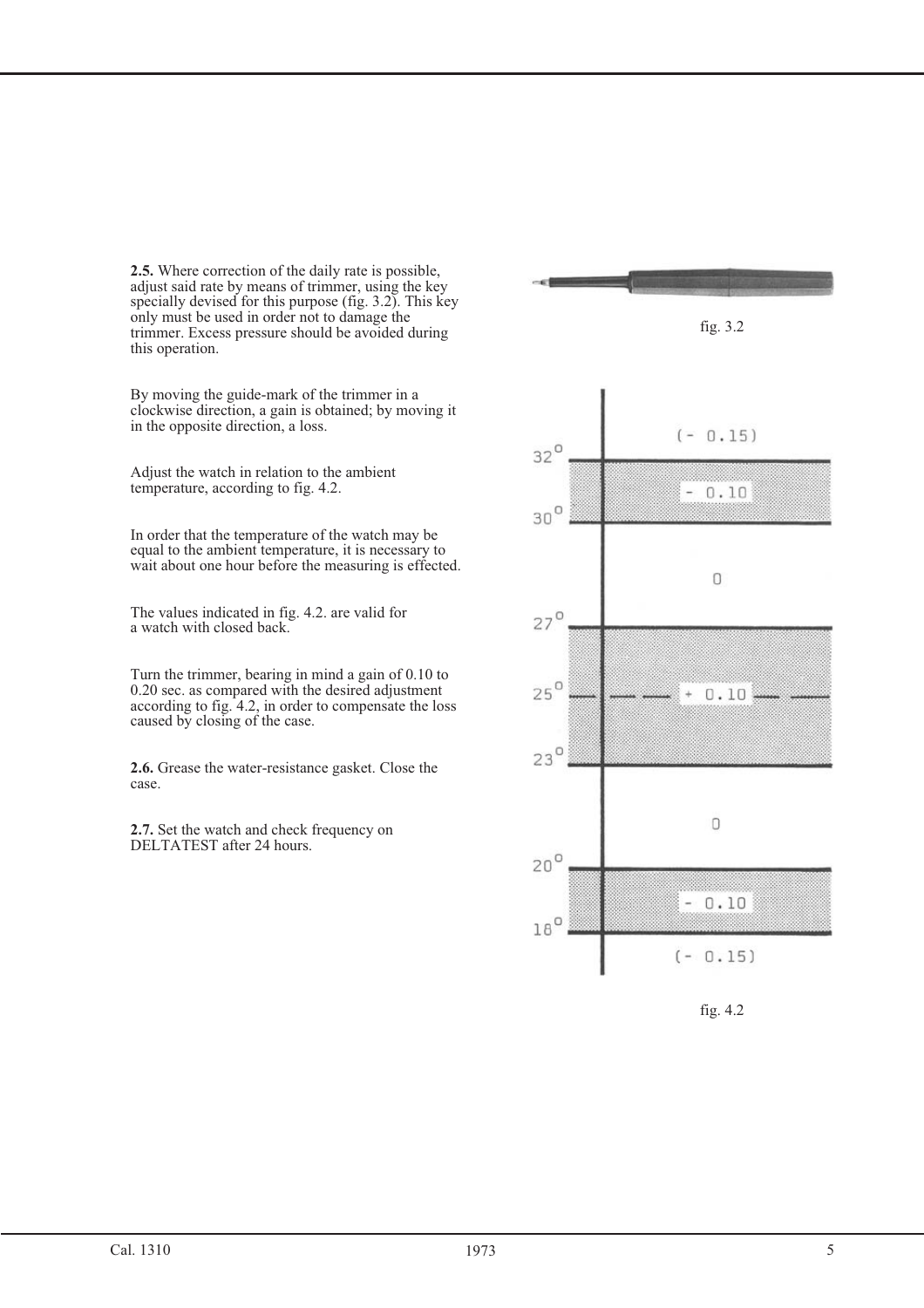**2.5.** Where correction of the daily rate is possible, adjust said rate by means of trimmer, using the key specially devised for this purpose (fig. 3.2). This key only must be used in order not to damage the trimmer. Excess pressure should be avoided during this operation.

By moving the guide-mark of the trimmer in a clockwise direction, a gain is obtained; by moving it in the opposite direction, a loss.

Adjust the watch in relation to the ambient temperature, according to fig. 4.2.

In order that the temperature of the watch may be equal to the ambient temperature, it is necessary to wait about one hour before the measuring is effected.

The values indicated in fig. 4.2. are valid for a watch with closed back.

Turn the trimmer, bearing in mind a gain of 0.10 to 0.20 sec. as compared with the desired adjustment according to fig. 4.2, in order to compensate the loss caused by closing of the case.

**2.6.** Grease the water-resistance gasket. Close the case.

**2.7.** Set the watch and check frequency on DELTATEST after 24 hours.

fig. 3.2

| Temperature | Adjustment |
|---|---|
| above 32° | (- 0.15) |
| 30° – 32° | - 0.10 |
| 27° – 30° | 0 |
| 23° – 27° (25°) | + 0.10 |
| 20° – 23° | 0 |
| 18° – 20° | - 0.10 |
| below 18° | (- 0.15) |

fig. 4.2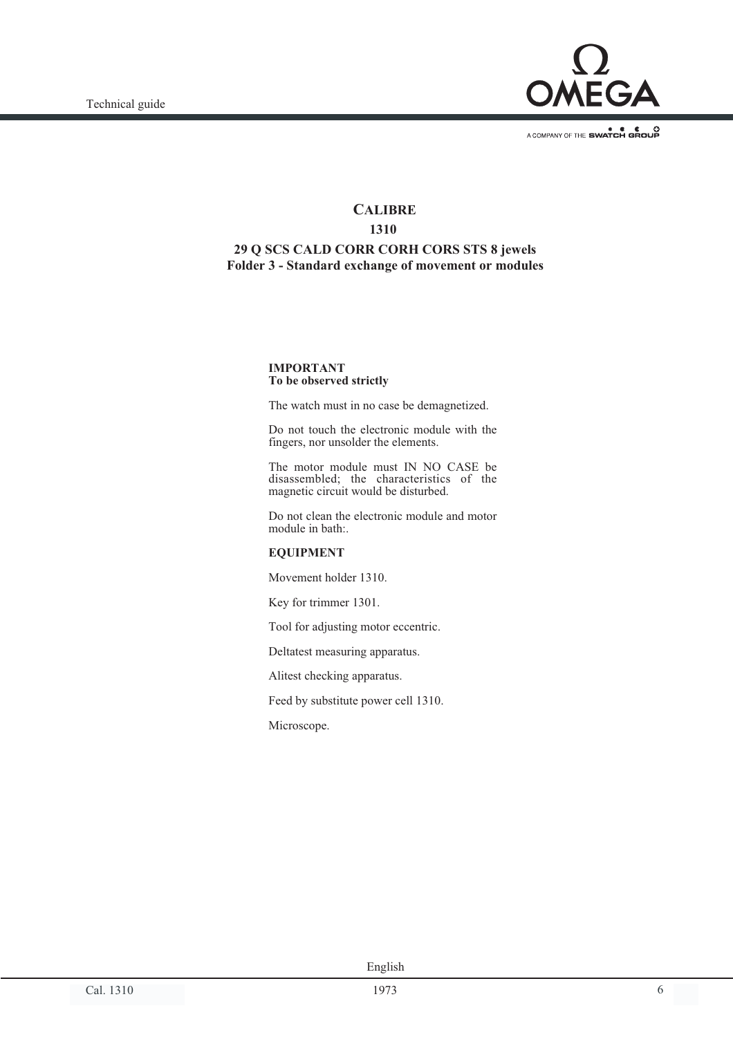# CALIBRE

## 1310

## 29 Q SCS CALD CORR CORH CORS STS 8 jewels
## Folder 3 - Standard exchange of movement or modules

**IMPORTANT**
**To be observed strictly**

The watch must in no case be demagnetized.

Do not touch the electronic module with the fingers, nor unsolder the elements.

The motor module must IN NO CASE be disassembled; the characteristics of the magnetic circuit would be disturbed.

Do not clean the electronic module and motor module in bath:.

**EQUIPMENT**

Movement holder 1310.

Key for trimmer 1301.

Tool for adjusting motor eccentric.

Deltatest measuring apparatus.

Alitest checking apparatus.

Feed by substitute power cell 1310.

Microscope.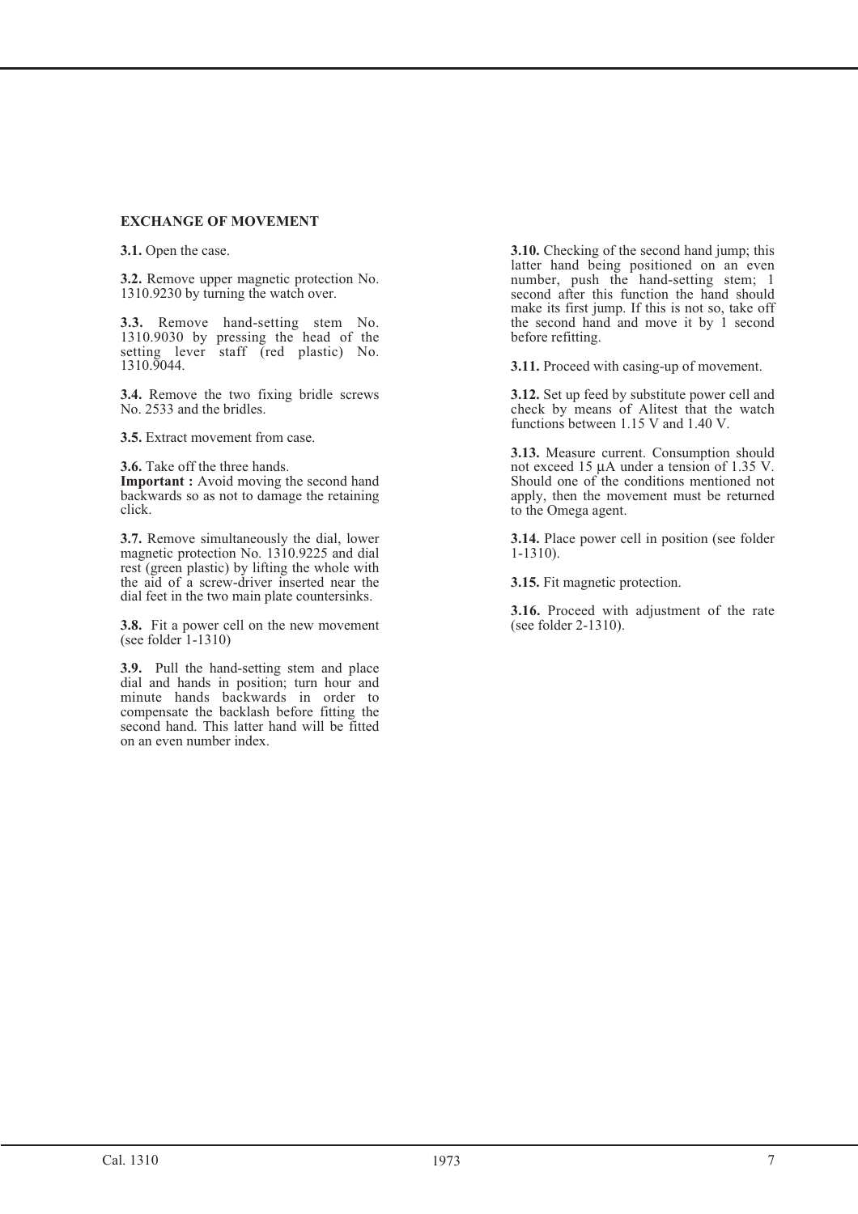## EXCHANGE OF MOVEMENT

**3.1.** Open the case.

**3.2.** Remove upper magnetic protection No. 1310.9230 by turning the watch over.

**3.3.** Remove hand-setting stem No. 1310.9030 by pressing the head of the setting lever staff (red plastic) No. 1310.9044.

**3.4.** Remove the two fixing bridle screws No. 2533 and the bridles.

**3.5.** Extract movement from case.

**3.6.** Take off the three hands.
**Important :** Avoid moving the second hand backwards so as not to damage the retaining click.

**3.7.** Remove simultaneously the dial, lower magnetic protection No. 1310.9225 and dial rest (green plastic) by lifting the whole with the aid of a screw-driver inserted near the dial feet in the two main plate countersinks.

**3.8.** Fit a power cell on the new movement (see folder 1-1310)

**3.9.** Pull the hand-setting stem and place dial and hands in position; turn hour and minute hands backwards in order to compensate the backlash before fitting the second hand. This latter hand will be fitted on an even number index.

**3.10.** Checking of the second hand jump; this latter hand being positioned on an even number, push the hand-setting stem; 1 second after this function the hand should make its first jump. If this is not so, take off the second hand and move it by 1 second before refitting.

**3.11.** Proceed with casing-up of movement.

**3.12.** Set up feed by substitute power cell and check by means of Alitest that the watch functions between 1.15 V and 1.40 V.

**3.13.** Measure current. Consumption should not exceed 15 µA under a tension of 1.35 V. Should one of the conditions mentioned not apply, then the movement must be returned to the Omega agent.

**3.14.** Place power cell in position (see folder 1-1310).

**3.15.** Fit magnetic protection.

**3.16.** Proceed with adjustment of the rate (see folder 2-1310).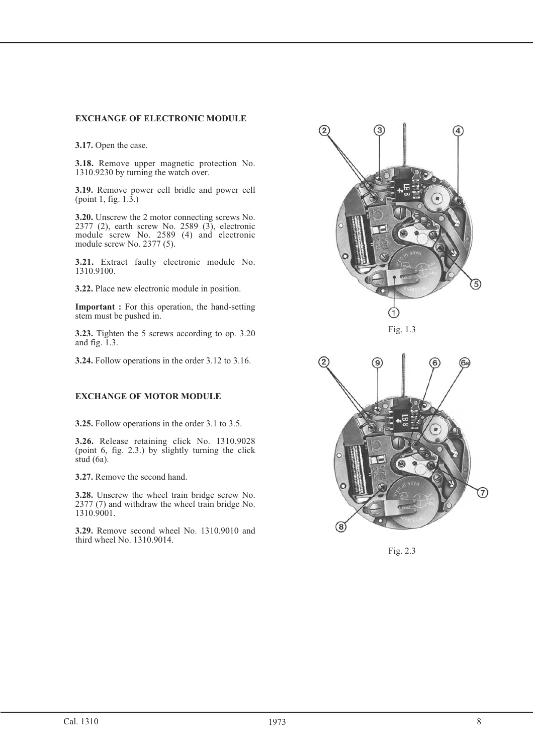## EXCHANGE OF ELECTRONIC MODULE

**3.17.** Open the case.

**3.18.** Remove upper magnetic protection No. 1310.9230 by turning the watch over.

**3.19.** Remove power cell bridle and power cell (point 1, fig. 1.3.)

**3.20.** Unscrew the 2 motor connecting screws No. 2377 (2), earth screw No. 2589 (3), electronic module screw No. 2589 (4) and electronic module screw No. 2377 (5).

**3.21.** Extract faulty electronic module No. 1310.9100.

**3.22.** Place new electronic module in position.

**Important :** For this operation, the hand-setting stem must be pushed in.

**3.23.** Tighten the 5 screws according to op. 3.20 and fig. 1.3.

**3.24.** Follow operations in the order 3.12 to 3.16.

Fig. 1.3

## EXCHANGE OF MOTOR MODULE

**3.25.** Follow operations in the order 3.1 to 3.5.

**3.26.** Release retaining click No. 1310.9028 (point 6, fig. 2.3.) by slightly turning the click stud (6a).

**3.27.** Remove the second hand.

**3.28.** Unscrew the wheel train bridge screw No. 2377 (7) and withdraw the wheel train bridge No. 1310.9001.

**3.29.** Remove second wheel No. 1310.9010 and third wheel No. 1310.9014.

Fig. 2.3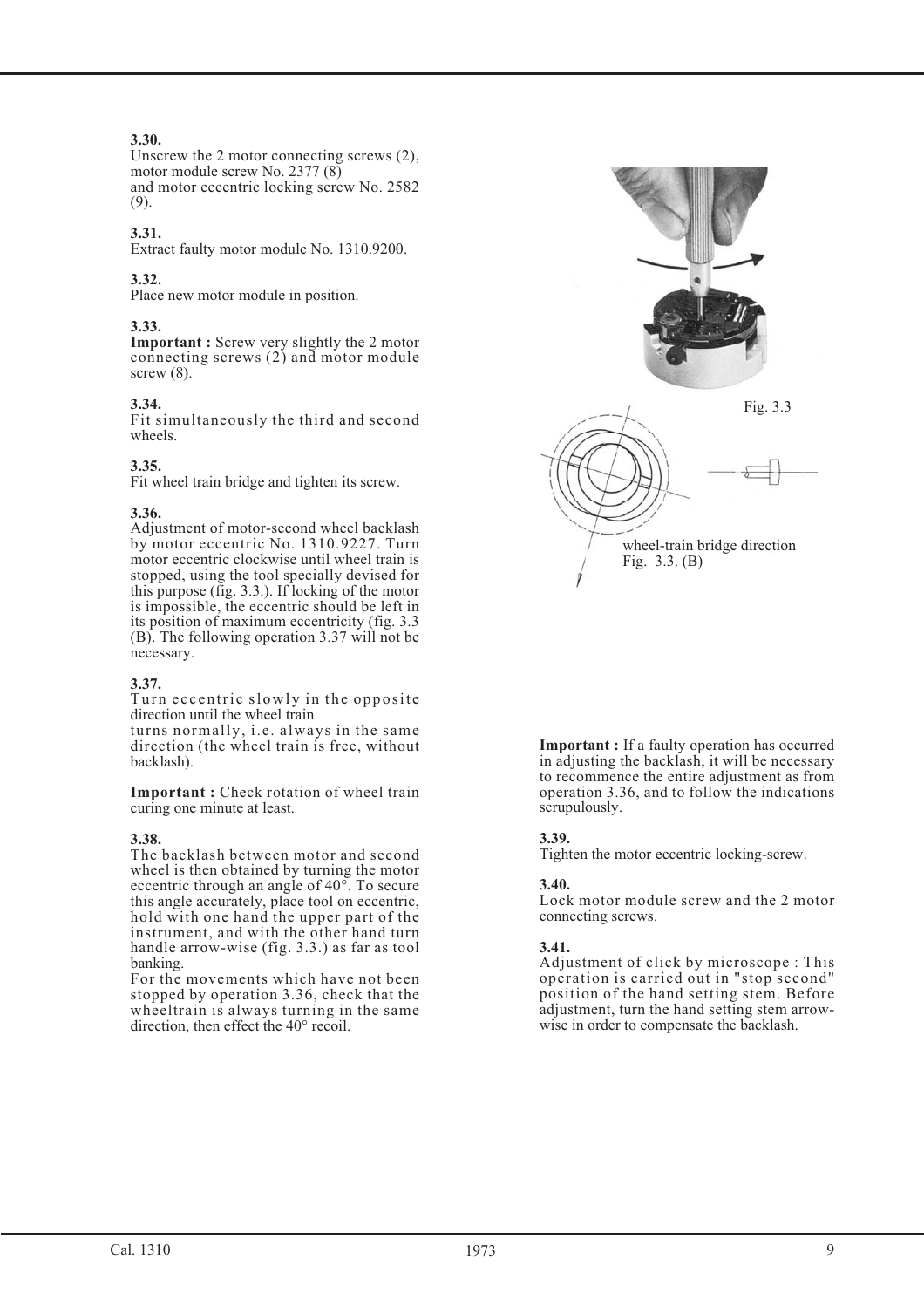**3.30.**
Unscrew the 2 motor connecting screws (2), motor module screw No. 2377 (8) and motor eccentric locking screw No. 2582 (9).

**3.31.**
Extract faulty motor module No. 1310.9200.

**3.32.**
Place new motor module in position.

**3.33.**
**Important :** Screw very slightly the 2 motor connecting screws (2) and motor module screw (8).

**3.34.**
Fit simultaneously the third and second wheels.

**3.35.**
Fit wheel train bridge and tighten its screw.

**3.36.**
Adjustment of motor-second wheel backlash by motor eccentric No. 1310.9227. Turn motor eccentric clockwise until wheel train is stopped, using the tool specially devised for this purpose (fig. 3.3.). If locking of the motor is impossible, the eccentric should be left in its position of maximum eccentricity (fig. 3.3 (B). The following operation 3.37 will not be necessary.

**3.37.**
Turn eccentric slowly in the opposite direction until the wheel train turns normally, i.e. always in the same direction (the wheel train is free, without backlash).

**Important :** Check rotation of wheel train curing one minute at least.

**3.38.**
The backlash between motor and second wheel is then obtained by turning the motor eccentric through an angle of 40°. To secure this angle accurately, place tool on eccentric, hold with one hand the upper part of the instrument, and with the other hand turn handle arrow-wise (fig. 3.3.) as far as tool banking.
For the movements which have not been stopped by operation 3.36, check that the wheeltrain is always turning in the same direction, then effect the 40° recoil.

Fig. 3.3

wheel-train bridge direction
Fig. 3.3. (B)

**Important :** If a faulty operation has occurred in adjusting the backlash, it will be necessary to recommence the entire adjustment as from operation 3.36, and to follow the indications scrupulously.

**3.39.**
Tighten the motor eccentric locking-screw.

**3.40.**
Lock motor module screw and the 2 motor connecting screws.

**3.41.**
Adjustment of click by microscope : This operation is carried out in "stop second" position of the hand setting stem. Before adjustment, turn the hand setting stem arrow-wise in order to compensate the backlash.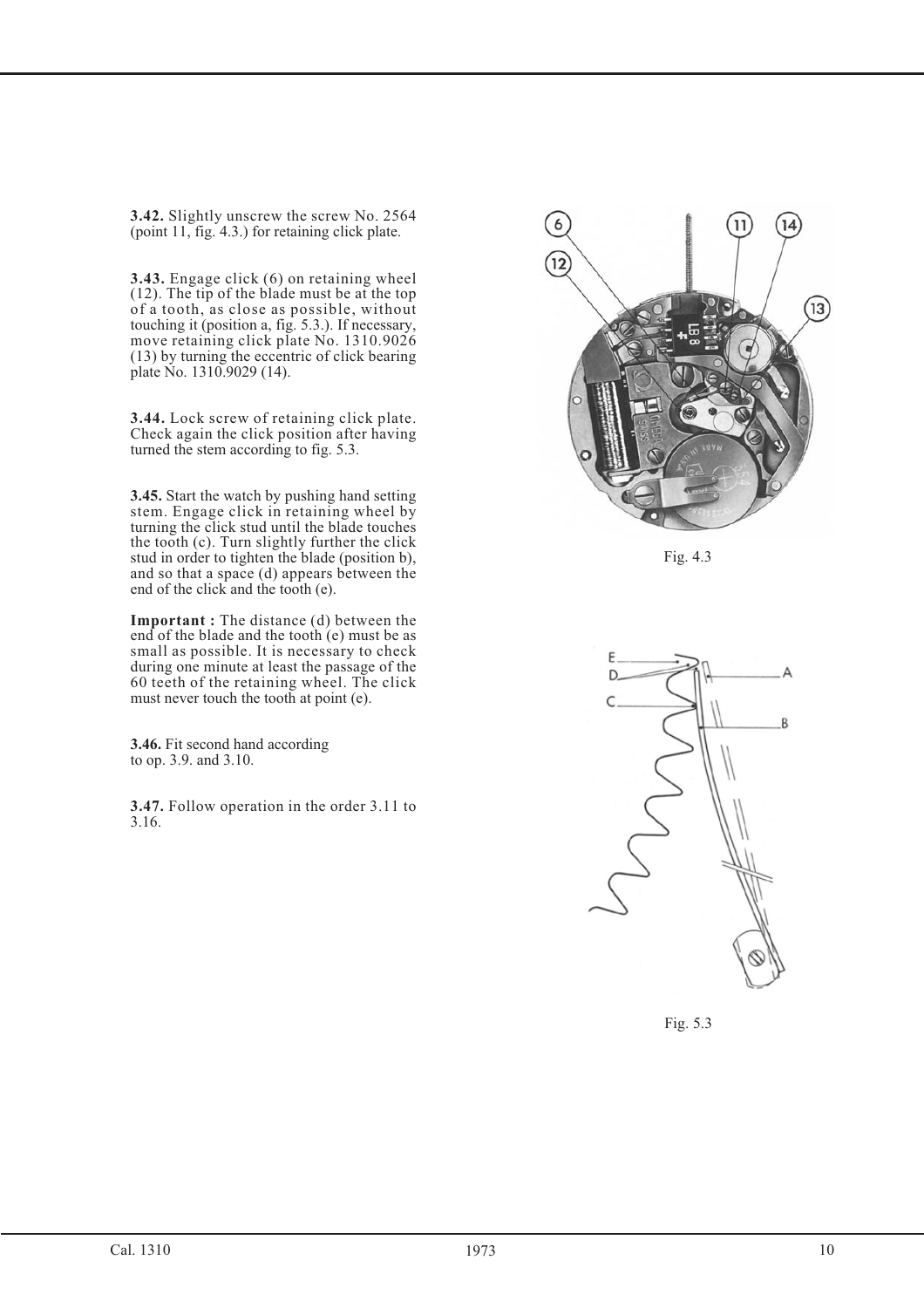**3.42.** Slightly unscrew the screw No. 2564 (point 11, fig. 4.3.) for retaining click plate.

**3.43.** Engage click (6) on retaining wheel (12). The tip of the blade must be at the top of a tooth, as close as possible, without touching it (position a, fig. 5.3.). If necessary, move retaining click plate No. 1310.9026 (13) by turning the eccentric of click bearing plate No. 1310.9029 (14).

**3.44.** Lock screw of retaining click plate. Check again the click position after having turned the stem according to fig. 5.3.

**3.45.** Start the watch by pushing hand setting stem. Engage click in retaining wheel by turning the click stud until the blade touches the tooth (c). Turn slightly further the click stud in order to tighten the blade (position b), and so that a space (d) appears between the end of the click and the tooth (e).

**Important :** The distance (d) between the end of the blade and the tooth (e) must be as small as possible. It is necessary to check during one minute at least the passage of the 60 teeth of the retaining wheel. The click must never touch the tooth at point (e).

**3.46.** Fit second hand according to op. 3.9. and 3.10.

**3.47.** Follow operation in the order 3.11 to 3.16.

Fig. 4.3

Fig. 5.3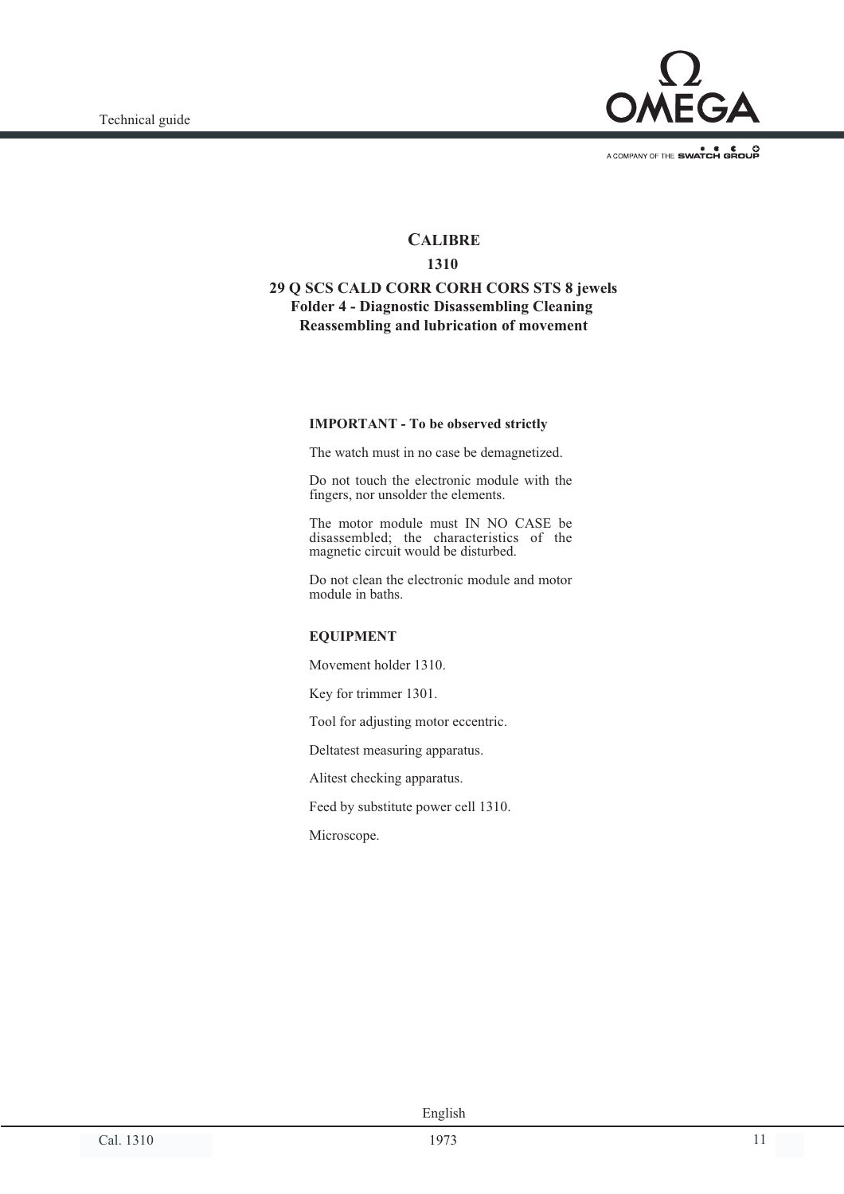# CALIBRE

## 1310

### 29 Q SCS CALD CORR CORH CORS STS 8 jewels
### Folder 4 - Diagnostic Disassembling Cleaning
### Reassembling and lubrication of movement

**IMPORTANT - To be observed strictly**

The watch must in no case be demagnetized.

Do not touch the electronic module with the fingers, nor unsolder the elements.

The motor module must IN NO CASE be disassembled; the characteristics of the magnetic circuit would be disturbed.

Do not clean the electronic module and motor module in baths.

**EQUIPMENT**

Movement holder 1310.

Key for trimmer 1301.

Tool for adjusting motor eccentric.

Deltatest measuring apparatus.

Alitest checking apparatus.

Feed by substitute power cell 1310.

Microscope.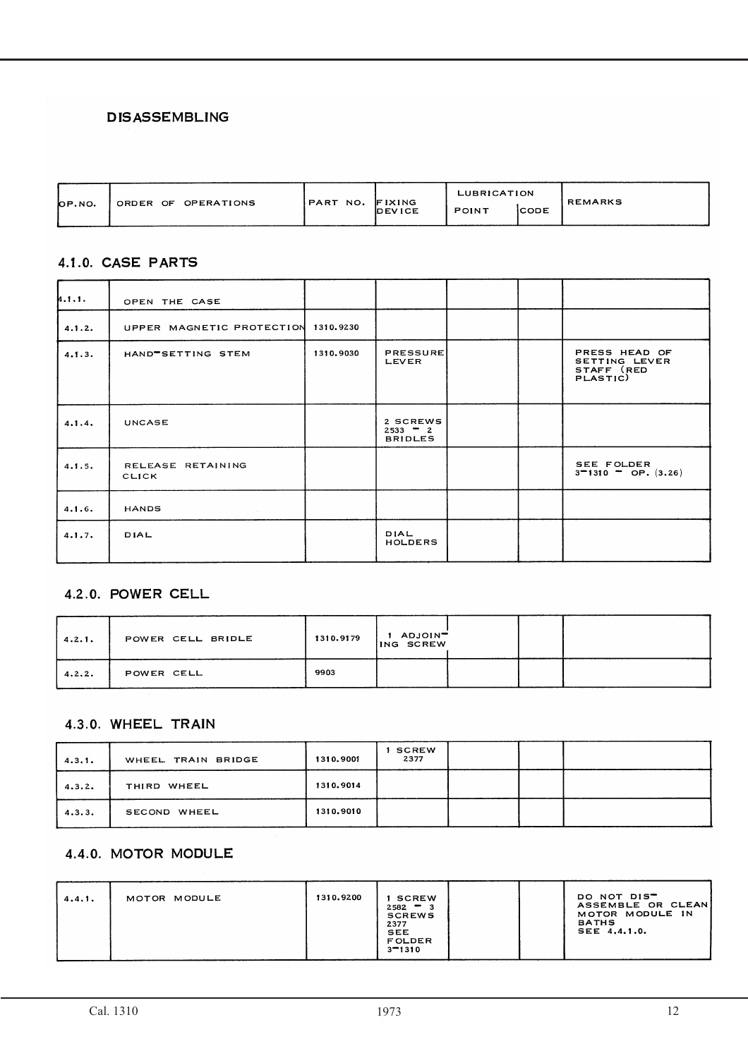# DISASSEMBLING

| OP.NO. | ORDER OF OPERATIONS | PART NO. | FIXING DEVICE | LUBRICATION POINT | CODE | REMARKS |
|---|---|---|---|---|---|---|

## 4.1.0. CASE PARTS

| OP.NO. | ORDER OF OPERATIONS | PART NO. | FIXING DEVICE | LUBRICATION POINT | CODE | REMARKS |
|---|---|---|---|---|---|---|
| 4.1.1. | OPEN THE CASE | | | | | |
| 4.1.2. | UPPER MAGNETIC PROTECTION | 1310.9230 | | | | |
| 4.1.3. | HAND-SETTING STEM | 1310.9030 | PRESSURE LEVER | | | PRESS HEAD OF SETTING LEVER STAFF (RED PLASTIC) |
| 4.1.4. | UNCASE | | 2 SCREWS 2533 - 2 BRIDLES | | | |
| 4.1.5. | RELEASE RETAINING CLICK | | | | | SEE FOLDER 3-1310 - OP. (3.26) |
| 4.1.6. | HANDS | | | | | |
| 4.1.7. | DIAL | | DIAL HOLDERS | | | |

## 4.2.0. POWER CELL

| OP.NO. | ORDER OF OPERATIONS | PART NO. | FIXING DEVICE | LUBRICATION POINT | CODE | REMARKS |
|---|---|---|---|---|---|---|
| 4.2.1. | POWER CELL BRIDLE | 1310.9179 | 1 ADJOINING SCREW | | | |
| 4.2.2. | POWER CELL | 9903 | | | | |

## 4.3.0. WHEEL TRAIN

| OP.NO. | ORDER OF OPERATIONS | PART NO. | FIXING DEVICE | LUBRICATION POINT | CODE | REMARKS |
|---|---|---|---|---|---|---|
| 4.3.1. | WHEEL TRAIN BRIDGE | 1310.9001 | 1 SCREW 2377 | | | |
| 4.3.2. | THIRD WHEEL | 1310.9014 | | | | |
| 4.3.3. | SECOND WHEEL | 1310.9010 | | | | |

## 4.4.0. MOTOR MODULE

| OP.NO. | ORDER OF OPERATIONS | PART NO. | FIXING DEVICE | LUBRICATION POINT | CODE | REMARKS |
|---|---|---|---|---|---|---|
| 4.4.1. | MOTOR MODULE | 1310.9200 | 1 SCREW 2582 - 3 SCREWS 2377 SEE FOLDER 3-1310 | | | DO NOT DISASSEMBLE OR CLEAN MOTOR MODULE IN BATHS SEE 4.4.1.0. |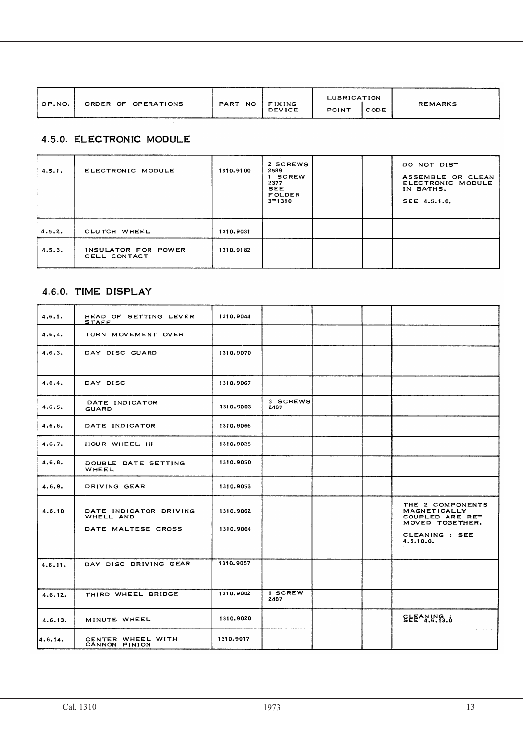| OP.NO. | ORDER OF OPERATIONS | PART NO | FIXING DEVICE | LUBRICATION | | REMARKS |
|---|---|---|---|---|---|---|
| | | | | POINT | CODE | |

## 4.5.0. ELECTRONIC MODULE

| OP.NO. | ORDER OF OPERATIONS | PART NO | FIXING DEVICE | POINT | CODE | REMARKS |
|---|---|---|---|---|---|---|
| 4.5.1. | ELECTRONIC MODULE | 1310.9100 | 2 SCREWS 2589 1 SCREW 2377 SEE FOLDER 3-1310 | | | DO NOT DIS-ASSEMBLE OR CLEAN ELECTRONIC MODULE IN BATHS. SEE 4.5.1.0. |
| 4.5.2. | CLUTCH WHEEL | 1310.9031 | | | | |
| 4.5.3. | INSULATOR FOR POWER CELL CONTACT | 1310.9182 | | | | |

## 4.6.0. TIME DISPLAY

| OP.NO. | ORDER OF OPERATIONS | PART NO | FIXING DEVICE | POINT | CODE | REMARKS |
|---|---|---|---|---|---|---|
| 4.6.1. | HEAD OF SETTING LEVER STAFF | 1310.9044 | | | | |
| 4.6.2. | TURN MOVEMENT OVER | | | | | |
| 4.6.3. | DAY DISC GUARD | 1310.9070 | | | | |
| 4.6.4. | DAY DISC | 1310.9067 | | | | |
| 4.6.5. | DATE INDICATOR GUARD | 1310.9003 | 3 SCREWS 2487 | | | |
| 4.6.6. | DATE INDICATOR | 1310.9066 | | | | |
| 4.6.7. | HOUR WHEEL H1 | 1310.9025 | | | | |
| 4.6.8. | DOUBLE DATE SETTING WHEEL | 1310.9050 | | | | |
| 4.6.9. | DRIVING GEAR | 1310.9053 | | | | |
| 4.6.10 | DATE INDICATOR DRIVING WHELL AND DATE MALTESE CROSS | 1310.9062 1310.9064 | | | | THE 2 COMPONENTS MAGNETICALLY COUPLED ARE RE-MOVED TOGETHER. CLEANING : SEE 4.6.10.0. |
| 4.6.11. | DAY DISC DRIVING GEAR | 1310.9057 | | | | |
| 4.6.12. | THIRD WHEEL BRIDGE | 1310.9002 | 1 SCREW 2487 | | | |
| 4.6.13. | MINUTE WHEEL | 1310.9020 | | | | CLEANING : SEE 4.6.13.0 |
| 4.6.14. | CENTER WHEEL WITH CANNON PINION | 1310.9017 | | | | |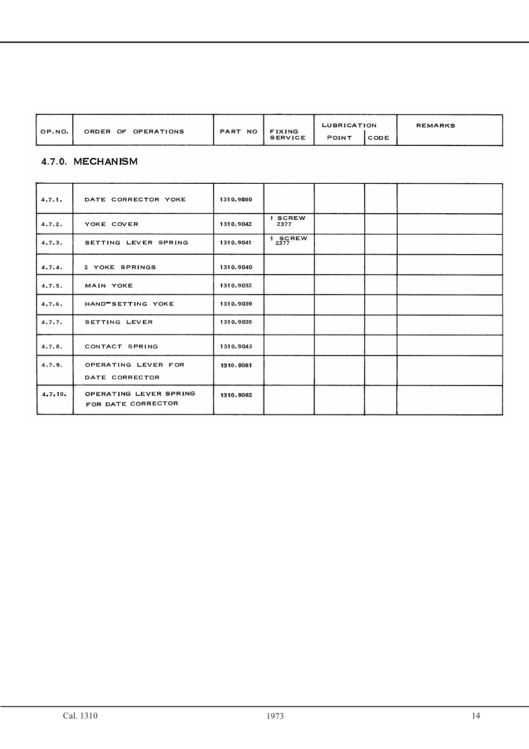| OP.NO. | ORDER OF OPERATIONS | PART NO | FIXING SERVICE | LUBRICATION POINT | LUBRICATION CODE | REMARKS |
|---|---|---|---|---|---|---|

## 4.7.0. MECHANISM

| OP.NO. | ORDER OF OPERATIONS | PART NO | FIXING SERVICE | LUBRICATION POINT | LUBRICATION CODE | REMARKS |
|---|---|---|---|---|---|---|
| 4.7.1. | DATE CORRECTOR YOKE | 1310.9080 | | | | |
| 4.7.2. | YOKE COVER | 1310.9042 | 1 SCREW 2377 | | | |
| 4.7.3. | SETTING LEVER SPRING | 1310.9041 | 1 SCREW 2377 | | | |
| 4.7.4. | 2 YOKE SPRINGS | 1310.9040 | | | | |
| 4.7.5. | MAIN YOKE | 1310.9032 | | | | |
| 4.7.6. | HAND-SETTING YOKE | 1310.9039 | | | | |
| 4.7.7. | SETTING LEVER | 1310.9035 | | | | |
| 4.7.8. | CONTACT SPRING | 1310.9043 | | | | |
| 4.7.9. | OPERATING LEVER FOR DATE CORRECTOR | 1310.9081 | | | | |
| 4.7.10. | OPERATING LEVER SPRING FOR DATE CORRECTOR | 1310.9082 | | | | |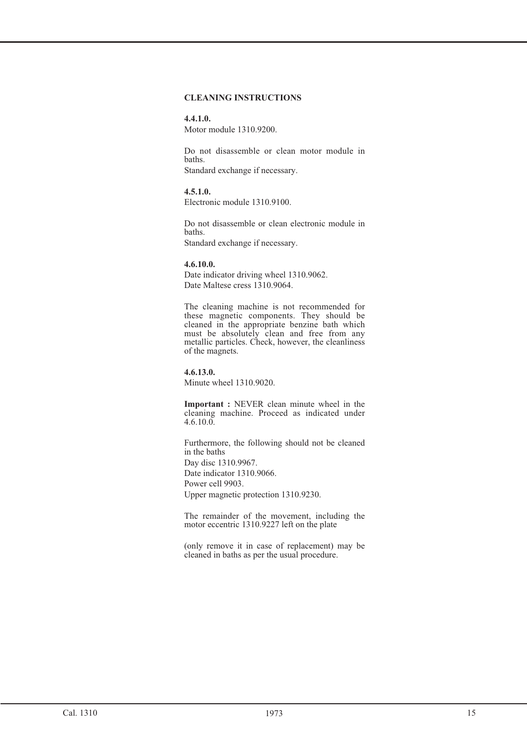## CLEANING INSTRUCTIONS

**4.4.1.0.**

Motor module 1310.9200.

Do not disassemble or clean motor module in baths.

Standard exchange if necessary.

**4.5.1.0.**

Electronic module 1310.9100.

Do not disassemble or clean electronic module in baths.

Standard exchange if necessary.

**4.6.10.0.**

Date indicator driving wheel 1310.9062.

Date Maltese cress 1310.9064.

The cleaning machine is not recommended for these magnetic components. They should be cleaned in the appropriate benzine bath which must be absolutely clean and free from any metallic particles. Check, however, the cleanliness of the magnets.

**4.6.13.0.**

Minute wheel 1310.9020.

**Important :** NEVER clean minute wheel in the cleaning machine. Proceed as indicated under 4.6.10.0.

Furthermore, the following should not be cleaned in the baths

Day disc 1310.9967.

Date indicator 1310.9066.

Power cell 9903.

Upper magnetic protection 1310.9230.

The remainder of the movement, including the motor eccentric 1310.9227 left on the plate

(only remove it in case of replacement) may be cleaned in baths as per the usual procedure.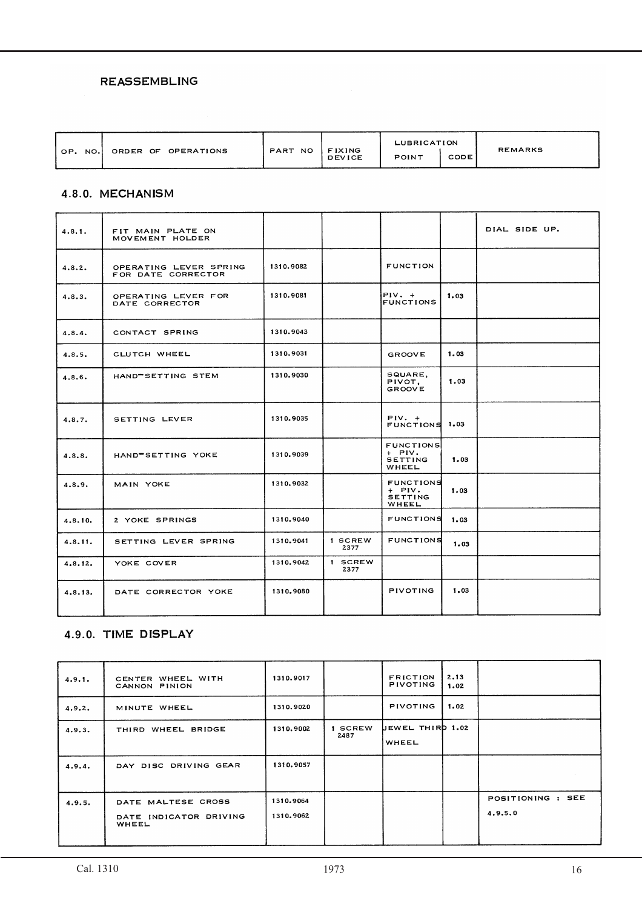## REASSEMBLING

| OP. NO. | ORDER OF OPERATIONS | PART NO | FIXING DEVICE | LUBRICATION | | REMARKS |
|---|---|---|---|---|---|---|
| | | | | POINT | CODE | |

### 4.8.0. MECHANISM

| OP. NO. | ORDER OF OPERATIONS | PART NO | FIXING DEVICE | POINT | CODE | REMARKS |
|---|---|---|---|---|---|---|
| 4.8.1. | FIT MAIN PLATE ON MOVEMENT HOLDER | | | | | DIAL SIDE UP. |
| 4.8.2. | OPERATING LEVER SPRING FOR DATE CORRECTOR | 1310.9082 | | FUNCTION | | |
| 4.8.3. | OPERATING LEVER FOR DATE CORRECTOR | 1310.9081 | | PIV. + FUNCTIONS | 1.03 | |
| 4.8.4. | CONTACT SPRING | 1310.9043 | | | | |
| 4.8.5. | CLUTCH WHEEL | 1310.9031 | | GROOVE | 1.03 | |
| 4.8.6. | HAND-SETTING STEM | 1310.9030 | | SQUARE, PIVOT, GROOVE | 1.03 | |
| 4.8.7. | SETTING LEVER | 1310.9035 | | PIV. + FUNCTIONS | 1.03 | |
| 4.8.8. | HAND-SETTING YOKE | 1310.9039 | | FUNCTIONS + PIV. SETTING WHEEL | 1.03 | |
| 4.8.9. | MAIN YOKE | 1310.9032 | | FUNCTIONS + PIV. SETTING WHEEL | 1.03 | |
| 4.8.10. | 2 YOKE SPRINGS | 1310.9040 | | FUNCTIONS | 1.03 | |
| 4.8.11. | SETTING LEVER SPRING | 1310.9041 | 1 SCREW 2377 | FUNCTIONS | 1.03 | |
| 4.8.12. | YOKE COVER | 1310.9042 | 1 SCREW 2377 | | | |
| 4.8.13. | DATE CORRECTOR YOKE | 1310.9080 | | PIVOTING | 1.03 | |

### 4.9.0. TIME DISPLAY

| OP. NO. | ORDER OF OPERATIONS | PART NO | FIXING DEVICE | POINT | CODE | REMARKS |
|---|---|---|---|---|---|---|
| 4.9.1. | CENTER WHEEL WITH CANNON PINION | 1310.9017 | | FRICTION PIVOTING | 2.13 1.02 | |
| 4.9.2. | MINUTE WHEEL | 1310.9020 | | PIVOTING | 1.02 | |
| 4.9.3. | THIRD WHEEL BRIDGE | 1310.9002 | 1 SCREW 2487 | JEWEL THIRD WHEEL | 1.02 | |
| 4.9.4. | DAY DISC DRIVING GEAR | 1310.9057 | | | | |
| 4.9.5. | DATE MALTESE CROSS<br>DATE INDICATOR DRIVING WHEEL | 1310.9064<br>1310.9062 | | | | POSITIONING : SEE 4.9.5.0 |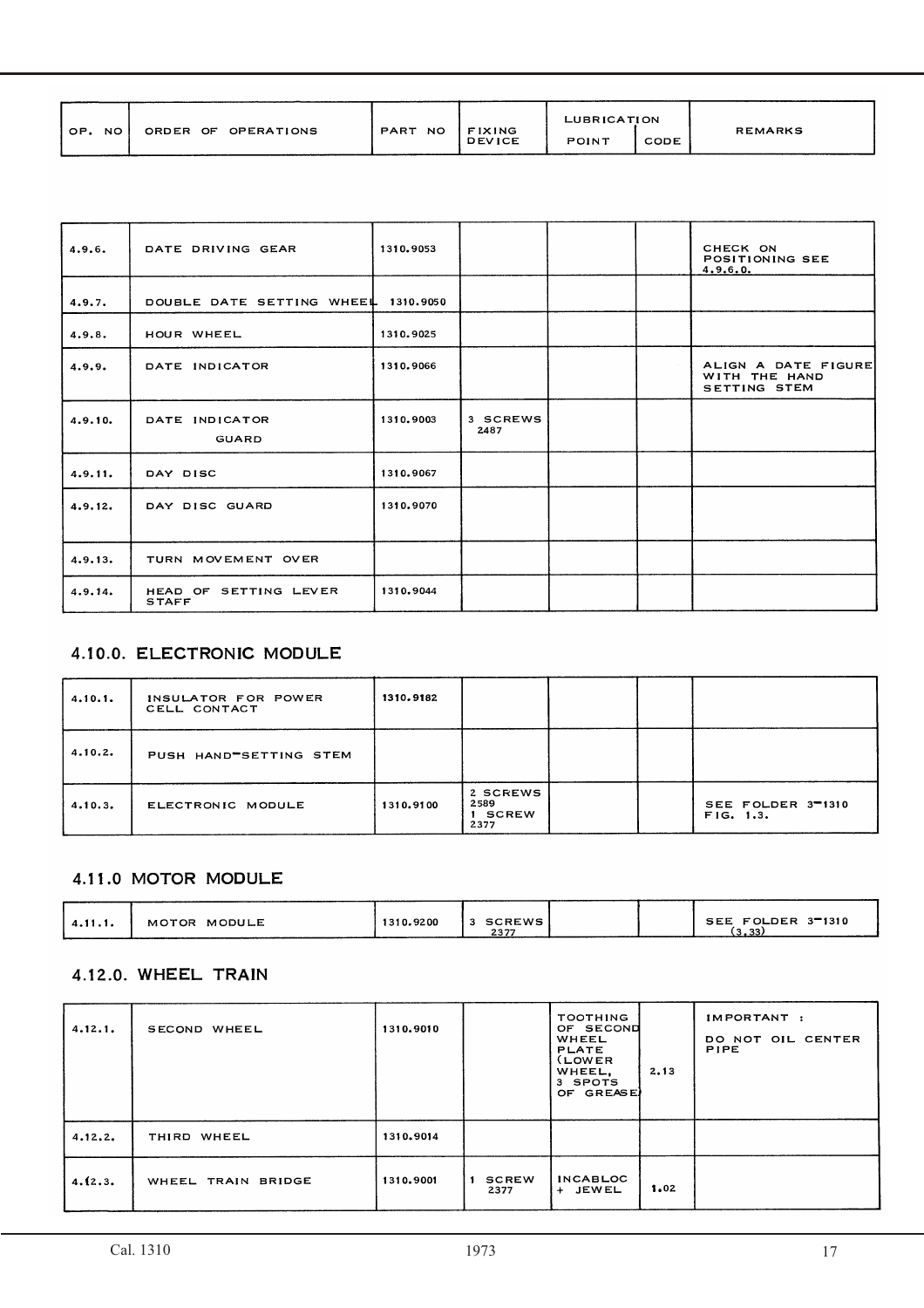| OP. NO | ORDER OF OPERATIONS | PART NO | FIXING DEVICE | LUBRICATION | | REMARKS |
|---|---|---|---|---|---|---|
| | | | | POINT | CODE | |
| 4.9.6. | DATE DRIVING GEAR | 1310.9053 | | | | CHECK ON POSITIONING SEE 4.9.6.0. |
| 4.9.7. | DOUBLE DATE SETTING WHEEL | 1310.9050 | | | | |
| 4.9.8. | HOUR WHEEL | 1310.9025 | | | | |
| 4.9.9. | DATE INDICATOR | 1310.9066 | | | | ALIGN A DATE FIGURE WITH THE HAND SETTING STEM |
| 4.9.10. | DATE INDICATOR GUARD | 1310.9003 | 3 SCREWS 2487 | | | |
| 4.9.11. | DAY DISC | 1310.9067 | | | | |
| 4.9.12. | DAY DISC GUARD | 1310.9070 | | | | |
| 4.9.13. | TURN MOVEMENT OVER | | | | | |
| 4.9.14. | HEAD OF SETTING LEVER STAFF | 1310.9044 | | | | |

## 4.10.0. ELECTRONIC MODULE

| OP. NO | ORDER OF OPERATIONS | PART NO | FIXING DEVICE | POINT | CODE | REMARKS |
|---|---|---|---|---|---|---|
| 4.10.1. | INSULATOR FOR POWER CELL CONTACT | 1310.9182 | | | | |
| 4.10.2. | PUSH HAND-SETTING STEM | | | | | |
| 4.10.3. | ELECTRONIC MODULE | 1310.9100 | 2 SCREWS 2589 1 SCREW 2377 | | | SEE FOLDER 3-1310 FIG. 1.3. |

## 4.11.0 MOTOR MODULE

| OP. NO | ORDER OF OPERATIONS | PART NO | FIXING DEVICE | POINT | CODE | REMARKS |
|---|---|---|---|---|---|---|
| 4.11.1. | MOTOR MODULE | 1310.9200 | 3 SCREWS 2377 | | | SEE FOLDER 3-1310 (3.33) |

## 4.12.0. WHEEL TRAIN

| OP. NO | ORDER OF OPERATIONS | PART NO | FIXING DEVICE | POINT | CODE | REMARKS |
|---|---|---|---|---|---|---|
| 4.12.1. | SECOND WHEEL | 1310.9010 | | TOOTHING OF SECOND WHEEL PLATE (LOWER WHEEL, 3 SPOTS OF GREASE) | 2.13 | IMPORTANT : DO NOT OIL CENTER PIPE |
| 4.12.2. | THIRD WHEEL | 1310.9014 | | | | |
| 4.12.3. | WHEEL TRAIN BRIDGE | 1310.9001 | 1 SCREW 2377 | INCABLOC + JEWEL | 1.02 | |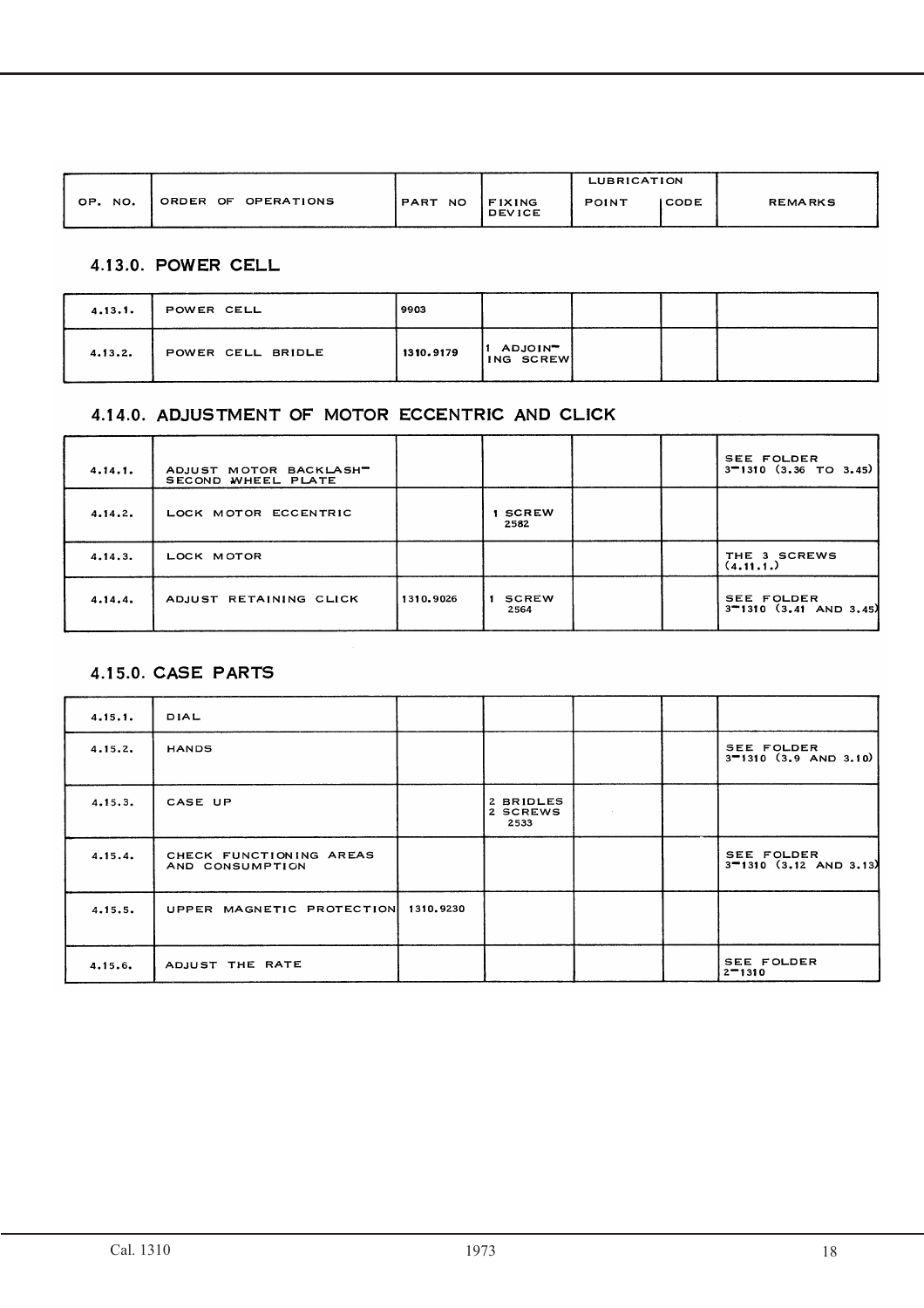| OP. NO. | ORDER OF OPERATIONS | PART NO | FIXING DEVICE | LUBRICATION | | REMARKS |
|---|---|---|---|---|---|---|
| | | | | POINT | CODE | |

## 4.13.0. POWER CELL

| OP. NO. | ORDER OF OPERATIONS | PART NO | FIXING DEVICE | POINT | CODE | REMARKS |
|---|---|---|---|---|---|---|
| 4.13.1. | POWER CELL | 9903 | | | | |
| 4.13.2. | POWER CELL BRIDLE | 1310.9179 | 1 ADJOINING SCREW | | | |

## 4.14.0. ADJUSTMENT OF MOTOR ECCENTRIC AND CLICK

| OP. NO. | ORDER OF OPERATIONS | PART NO | FIXING DEVICE | POINT | CODE | REMARKS |
|---|---|---|---|---|---|---|
| 4.14.1. | ADJUST MOTOR BACKLASH-SECOND WHEEL PLATE | | | | | SEE FOLDER 3-1310 (3.36 TO 3.45) |
| 4.14.2. | LOCK MOTOR ECCENTRIC | | 1 SCREW 2582 | | | |
| 4.14.3. | LOCK MOTOR | | | | | THE 3 SCREWS (4.11.1.) |
| 4.14.4. | ADJUST RETAINING CLICK | 1310.9026 | 1 SCREW 2564 | | | SEE FOLDER 3-1310 (3.41 AND 3.45) |

## 4.15.0. CASE PARTS

| OP. NO. | ORDER OF OPERATIONS | PART NO | FIXING DEVICE | POINT | CODE | REMARKS |
|---|---|---|---|---|---|---|
| 4.15.1. | DIAL | | | | | |
| 4.15.2. | HANDS | | | | | SEE FOLDER 3-1310 (3.9 AND 3.10) |
| 4.15.3. | CASE UP | | 2 BRIDLES 2 SCREWS 2533 | | | |
| 4.15.4. | CHECK FUNCTIONING AREAS AND CONSUMPTION | | | | | SEE FOLDER 3-1310 (3.12 AND 3.13) |
| 4.15.5. | UPPER MAGNETIC PROTECTION | 1310.9230 | | | | |
| 4.15.6. | ADJUST THE RATE | | | | | SEE FOLDER 2-1310 |

Cal. 1310 1973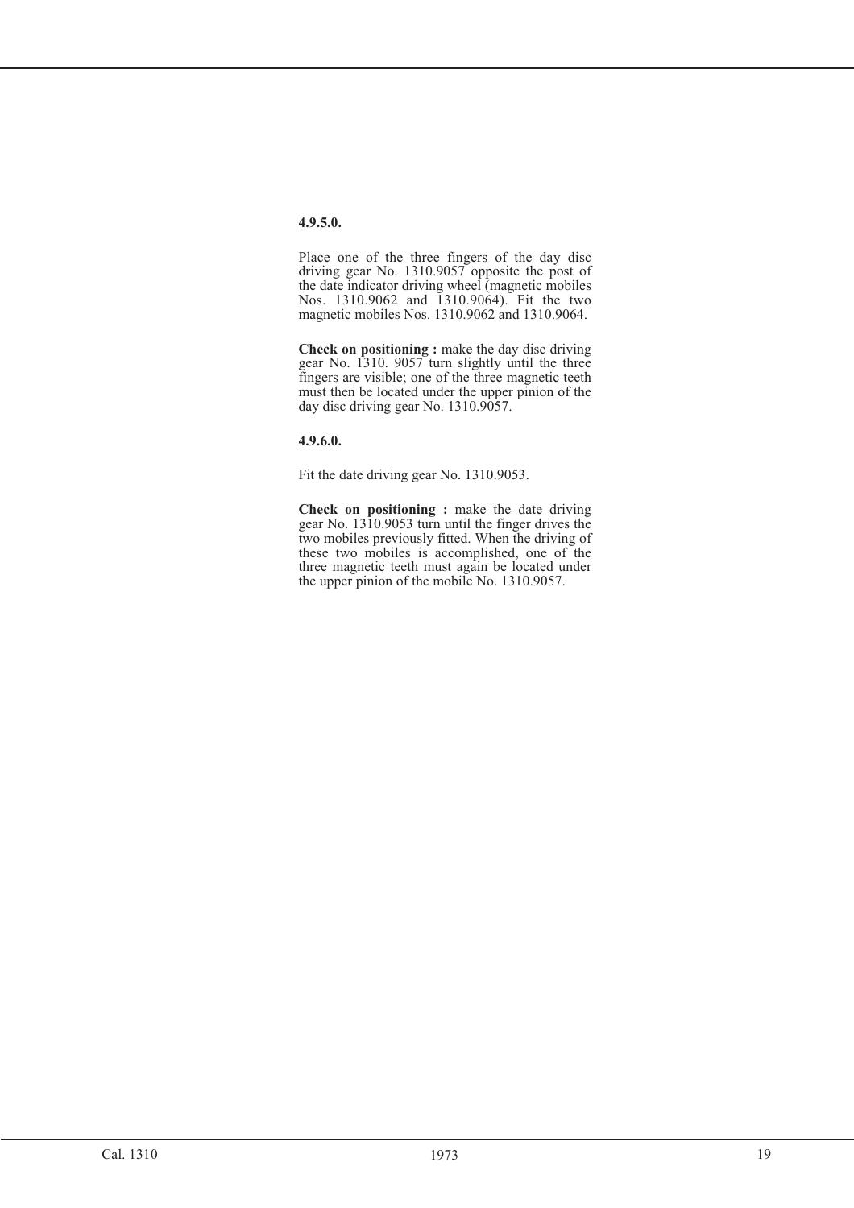**4.9.5.0.**

Place one of the three fingers of the day disc driving gear No. 1310.9057 opposite the post of the date indicator driving wheel (magnetic mobiles Nos. 1310.9062 and 1310.9064). Fit the two magnetic mobiles Nos. 1310.9062 and 1310.9064.

**Check on positioning :** make the day disc driving gear No. 1310. 9057 turn slightly until the three fingers are visible; one of the three magnetic teeth must then be located under the upper pinion of the day disc driving gear No. 1310.9057.

**4.9.6.0.**

Fit the date driving gear No. 1310.9053.

**Check on positioning :** make the date driving gear No. 1310.9053 turn until the finger drives the two mobiles previously fitted. When the driving of these two mobiles is accomplished, one of the three magnetic teeth must again be located under the upper pinion of the mobile No. 1310.9057.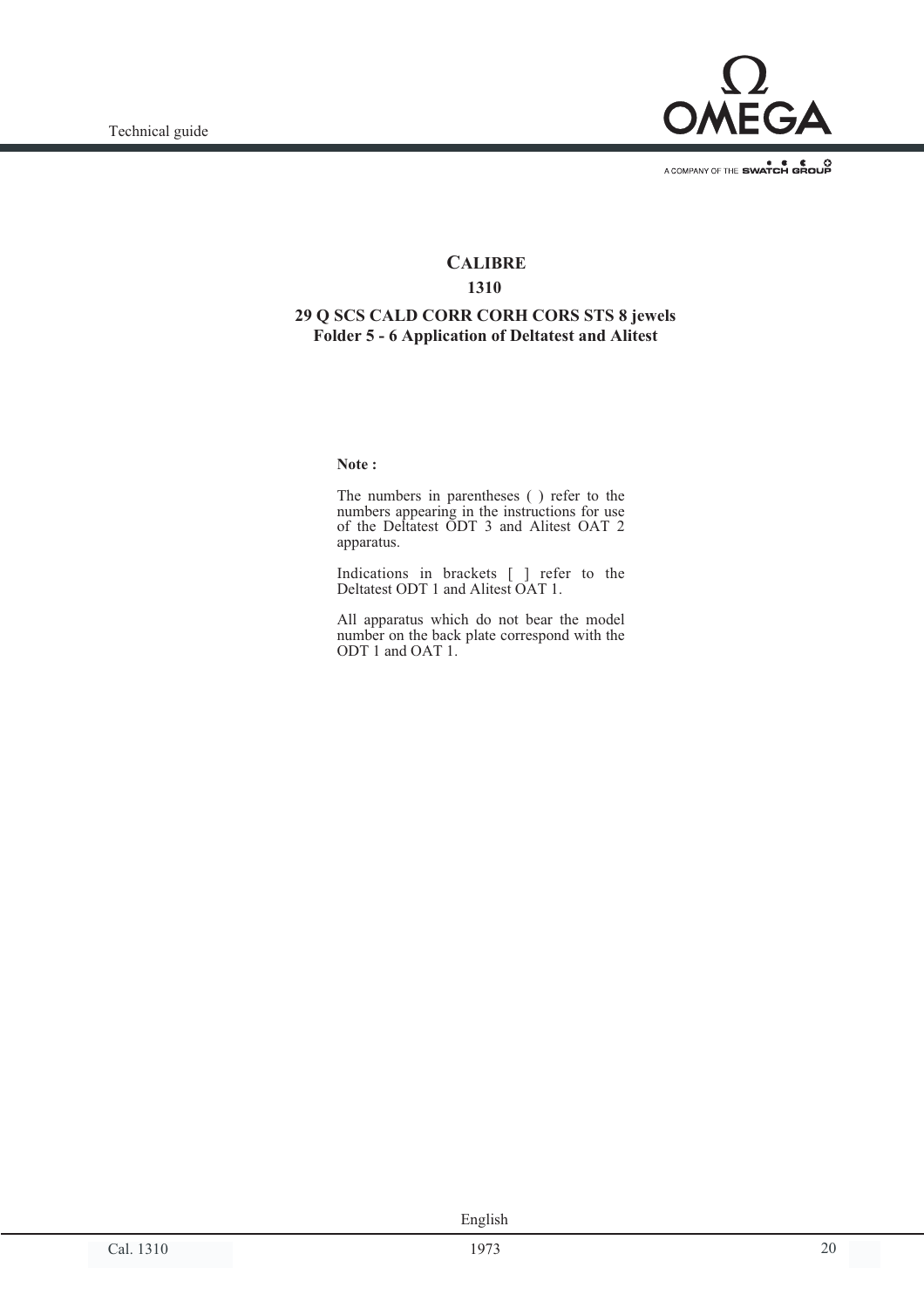# CALIBRE

## 1310

### 29 Q SCS CALD CORR CORH CORS STS 8 jewels
### Folder 5 - 6 Application of Deltatest and Alitest

**Note :**

The numbers in parentheses ( ) refer to the numbers appearing in the instructions for use of the Deltatest ODT 3 and Alitest OAT 2 apparatus.

Indications in brackets [ ] refer to the Deltatest ODT 1 and Alitest OAT 1.

All apparatus which do not bear the model number on the back plate correspond with the ODT 1 and OAT 1.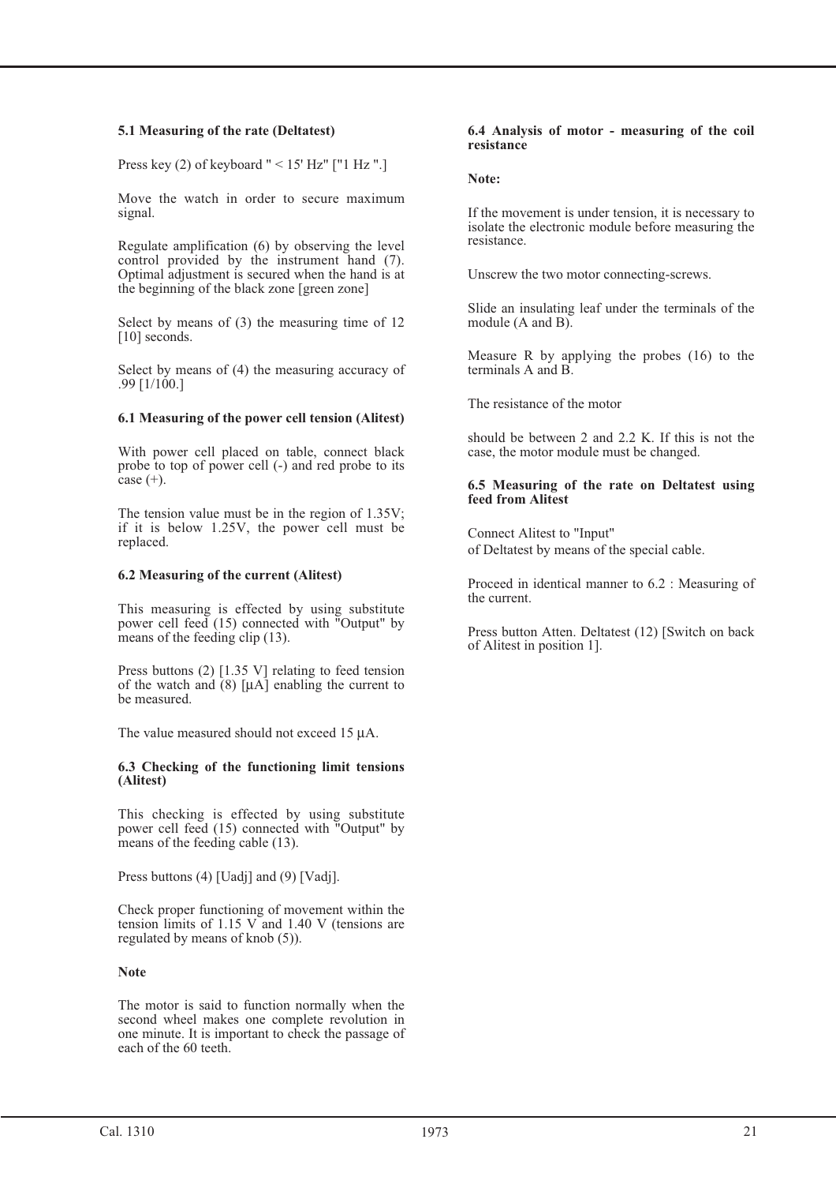#### 5.1 Measuring of the rate (Deltatest)

Press key (2) of keyboard " < 15' Hz" ["1 Hz ".]

Move the watch in order to secure maximum signal.

Regulate amplification (6) by observing the level control provided by the instrument hand (7). Optimal adjustment is secured when the hand is at the beginning of the black zone [green zone]

Select by means of (3) the measuring time of 12 [10] seconds.

Select by means of (4) the measuring accuracy of .99 [1/100.]

#### 6.1 Measuring of the power cell tension (Alitest)

With power cell placed on table, connect black probe to top of power cell (-) and red probe to its case (+).

The tension value must be in the region of 1.35V; if it is below 1.25V, the power cell must be replaced.

#### 6.2 Measuring of the current (Alitest)

This measuring is effected by using substitute power cell feed (15) connected with "Output" by means of the feeding clip (13).

Press buttons (2) [1.35 V] relating to feed tension of the watch and (8) [µA] enabling the current to be measured.

The value measured should not exceed 15 µA.

#### 6.3 Checking of the functioning limit tensions (Alitest)

This checking is effected by using substitute power cell feed (15) connected with "Output" by means of the feeding cable (13).

Press buttons (4) [Uadj] and (9) [Vadj].

Check proper functioning of movement within the tension limits of 1.15 V and 1.40 V (tensions are regulated by means of knob (5)).

**Note**

The motor is said to function normally when the second wheel makes one complete revolution in one minute. It is important to check the passage of each of the 60 teeth.

#### 6.4 Analysis of motor - measuring of the coil resistance

**Note:**

If the movement is under tension, it is necessary to isolate the electronic module before measuring the resistance.

Unscrew the two motor connecting-screws.

Slide an insulating leaf under the terminals of the module (A and B).

Measure R by applying the probes (16) to the terminals A and B.

The resistance of the motor

should be between 2 and 2.2 K. If this is not the case, the motor module must be changed.

#### 6.5 Measuring of the rate on Deltatest using feed from Alitest

Connect Alitest to "Input"
of Deltatest by means of the special cable.

Proceed in identical manner to 6.2 : Measuring of the current.

Press button Atten. Deltatest (12) [Switch on back of Alitest in position 1].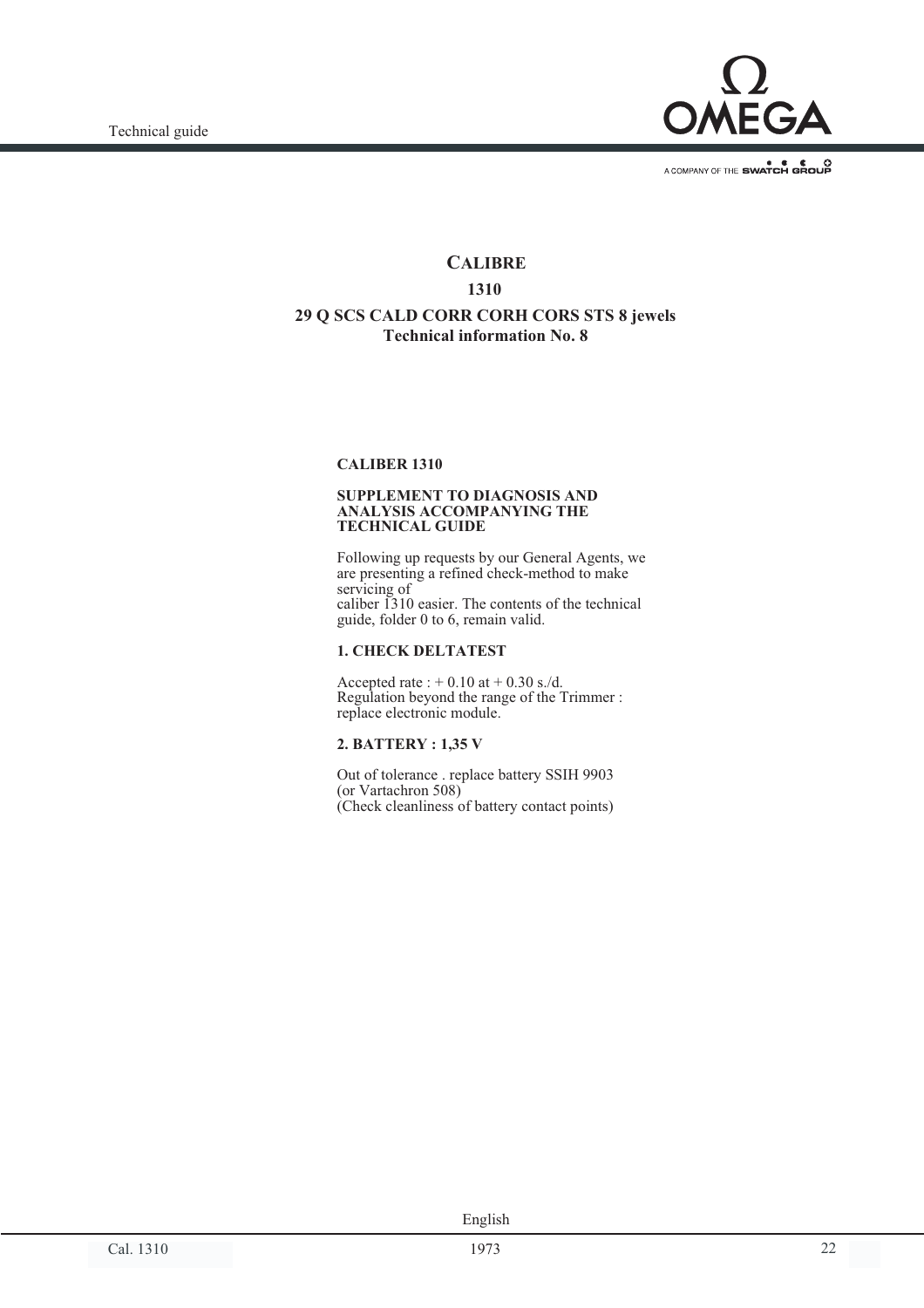# CALIBRE

## 1310

## 29 Q SCS CALD CORR CORH CORS STS 8 jewels
## Technical information No. 8

### CALIBER 1310

### SUPPLEMENT TO DIAGNOSIS AND ANALYSIS ACCOMPANYING THE TECHNICAL GUIDE

Following up requests by our General Agents, we are presenting a refined check-method to make servicing of
caliber 1310 easier. The contents of the technical guide, folder 0 to 6, remain valid.

### 1. CHECK DELTATEST

Accepted rate : + 0.10 at + 0.30 s./d.
Regulation beyond the range of the Trimmer : replace electronic module.

### 2. BATTERY : 1,35 V

Out of tolerance . replace battery SSIH 9903
(or Vartachron 508)
(Check cleanliness of battery contact points)

English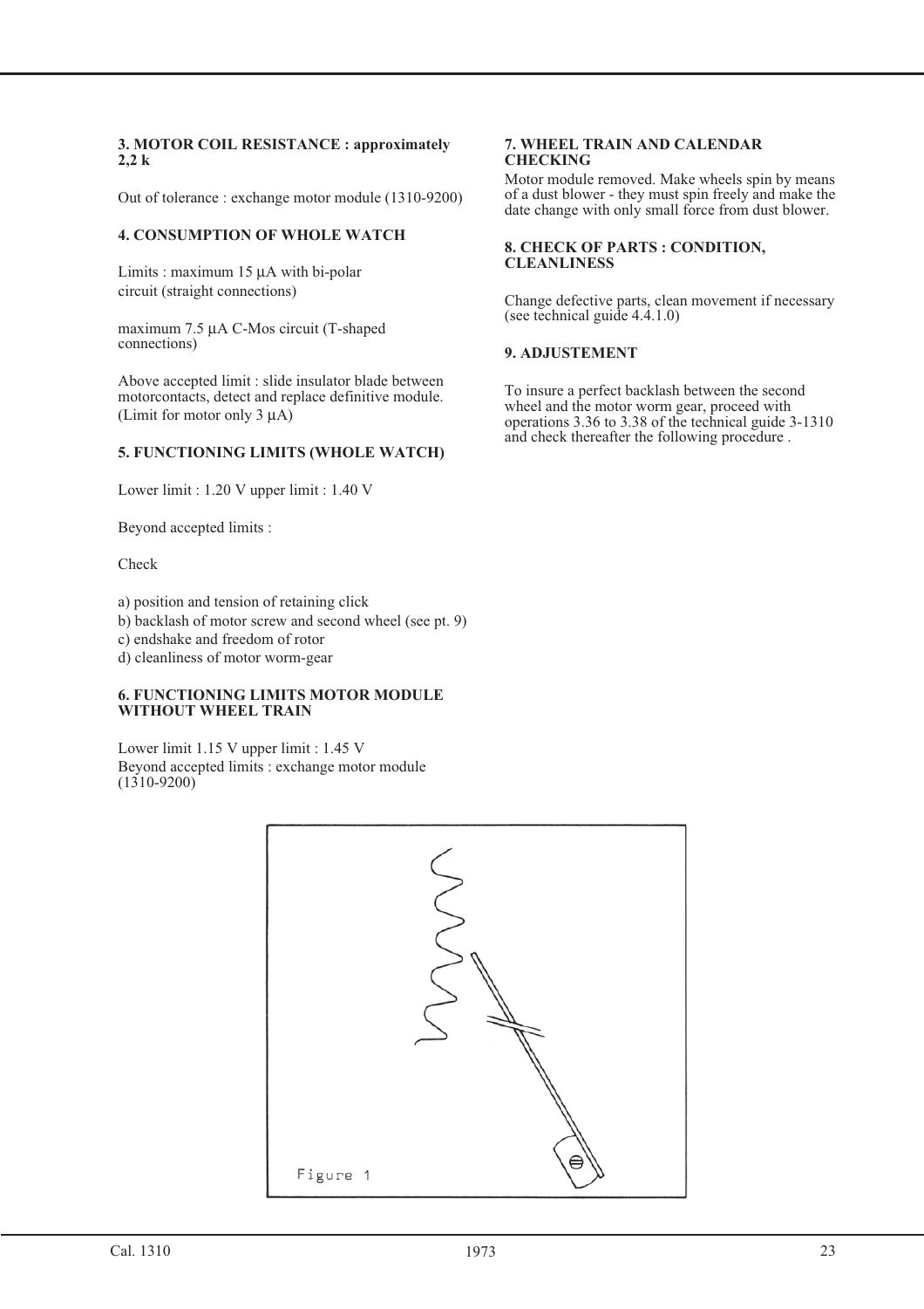### 3. MOTOR COIL RESISTANCE : approximately 2,2 k

Out of tolerance : exchange motor module (1310-9200)

### 4. CONSUMPTION OF WHOLE WATCH

Limits : maximum 15 µA with bi-polar circuit (straight connections)

maximum 7.5 µA C-Mos circuit (T-shaped connections)

Above accepted limit : slide insulator blade between motorcontacts, detect and replace definitive module. (Limit for motor only 3 µA)

### 5. FUNCTIONING LIMITS (WHOLE WATCH)

Lower limit : 1.20 V upper limit : 1.40 V

Beyond accepted limits :

Check

a) position and tension of retaining click
b) backlash of motor screw and second wheel (see pt. 9)
c) endshake and freedom of rotor
d) cleanliness of motor worm-gear

### 6. FUNCTIONING LIMITS MOTOR MODULE WITHOUT WHEEL TRAIN

Lower limit 1.15 V upper limit : 1.45 V
Beyond accepted limits : exchange motor module (1310-9200)

### 7. WHEEL TRAIN AND CALENDAR CHECKING

Motor module removed. Make wheels spin by means of a dust blower - they must spin freely and make the date change with only small force from dust blower.

### 8. CHECK OF PARTS : CONDITION, CLEANLINESS

Change defective parts, clean movement if necessary (see technical guide 4.4.1.0)

### 9. ADJUSTEMENT

To insure a perfect backlash between the second wheel and the motor worm gear, proceed with operations 3.36 to 3.38 of the technical guide 3-1310 and check thereafter the following procedure .

Figure 1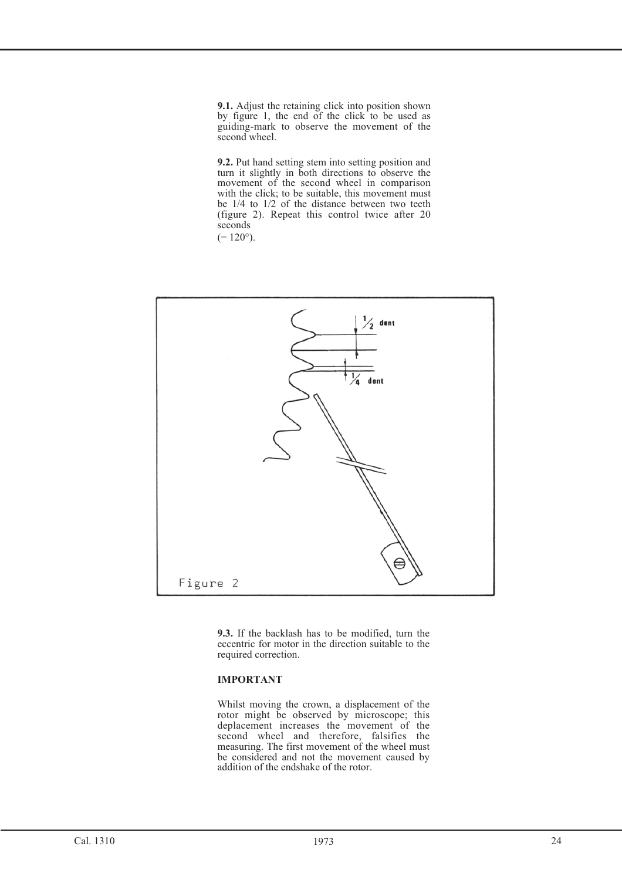**9.1.** Adjust the retaining click into position shown by figure 1, the end of the click to be used as guiding-mark to observe the movement of the second wheel.

**9.2.** Put hand setting stem into setting position and turn it slightly in both directions to observe the movement of the second wheel in comparison with the click; to be suitable, this movement must be 1/4 to 1/2 of the distance between two teeth (figure 2). Repeat this control twice after 20 seconds
(= 120°).

½ dent

¼ dent

Figure 2

**9.3.** If the backlash has to be modified, turn the eccentric for motor in the direction suitable to the required correction.

**IMPORTANT**

Whilst moving the crown, a displacement of the rotor might be observed by microscope; this deplacement increases the movement of the second wheel and therefore, falsifies the measuring. The first movement of the wheel must be considered and not the movement caused by addition of the endshake of the rotor.